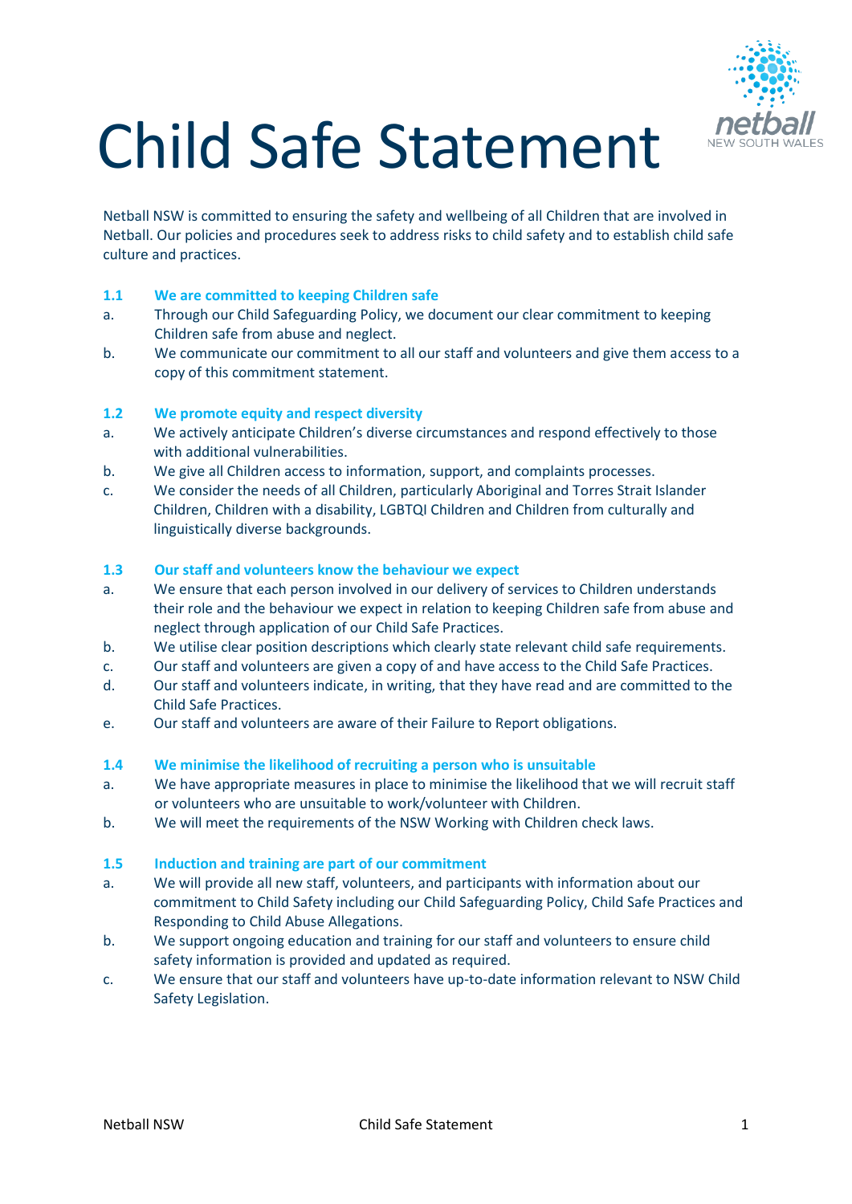# Child Safe Statement

Netball NSW is committed to ensuring the safety and wellbeing of all Children that are involved in Netball. Our policies and procedures seek to address risks to child safety and to establish child safe culture and practices.

### 1.1 We are committed to keeping Children safe

a. Through our Child Safeguarding Policy, we document our clear commitment to keeping Children safe from abuse and neglect.

b. We communicate our commitment to all our staff and volunteers and give them access to a copy of this commitment statement.

### 1.2 We promote equity and respect diversity

a. We actively anticipate Children's diverse circumstances and respond effectively to those with additional vulnerabilities.

b. We give all Children access to information, support, and complaints processes.

c. We consider the needs of all Children, particularly Aboriginal and Torres Strait Islander Children, Children with a disability, LGBTQI Children and Children from culturally and linguistically diverse backgrounds.

### 1.3 Our staff and volunteers know the behaviour we expect

a. We ensure that each person involved in our delivery of services to Children understands their role and the behaviour we expect in relation to keeping Children safe from abuse and neglect through application of our Child Safe Practices.

b. We utilise clear position descriptions which clearly state relevant child safe requirements.

c. Our staff and volunteers are given a copy of and have access to the Child Safe Practices.

d. Our staff and volunteers indicate, in writing, that they have read and are committed to the Child Safe Practices.

e. Our staff and volunteers are aware of their Failure to Report obligations.

### 1.4 We minimise the likelihood of recruiting a person who is unsuitable

a. We have appropriate measures in place to minimise the likelihood that we will recruit staff or volunteers who are unsuitable to work/volunteer with Children.

b. We will meet the requirements of the NSW Working with Children check laws.

### 1.5 Induction and training are part of our commitment

a. We will provide all new staff, volunteers, and participants with information about our commitment to Child Safety including our Child Safeguarding Policy, Child Safe Practices and Responding to Child Abuse Allegations.

b. We support ongoing education and training for our staff and volunteers to ensure child safety information is provided and updated as required.

c. We ensure that our staff and volunteers have up-to-date information relevant to NSW Child Safety Legislation.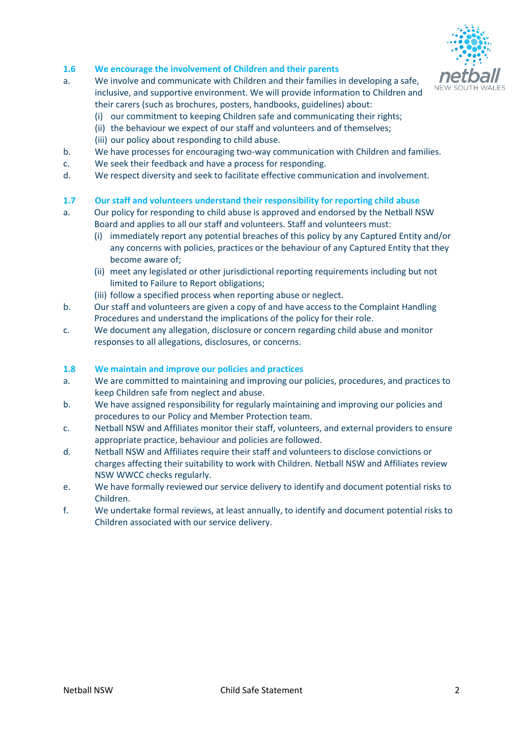### 1.6 We encourage the involvement of Children and their parents

a. We involve and communicate with Children and their families in developing a safe, inclusive, and supportive environment. We will provide information to Children and their carers (such as brochures, posters, handbooks, guidelines) about:
   (i) our commitment to keeping Children safe and communicating their rights;
   (ii) the behaviour we expect of our staff and volunteers and of themselves;
   (iii) our policy about responding to child abuse.

b. We have processes for encouraging two-way communication with Children and families.

c. We seek their feedback and have a process for responding.

d. We respect diversity and seek to facilitate effective communication and involvement.

### 1.7 Our staff and volunteers understand their responsibility for reporting child abuse

a. Our policy for responding to child abuse is approved and endorsed by the Netball NSW Board and applies to all our staff and volunteers. Staff and volunteers must:
   (i) immediately report any potential breaches of this policy by any Captured Entity and/or any concerns with policies, practices or the behaviour of any Captured Entity that they become aware of;
   (ii) meet any legislated or other jurisdictional reporting requirements including but not limited to Failure to Report obligations;
   (iii) follow a specified process when reporting abuse or neglect.

b. Our staff and volunteers are given a copy of and have access to the Complaint Handling Procedures and understand the implications of the policy for their role.

c. We document any allegation, disclosure or concern regarding child abuse and monitor responses to all allegations, disclosures, or concerns.

### 1.8 We maintain and improve our policies and practices

a. We are committed to maintaining and improving our policies, procedures, and practices to keep Children safe from neglect and abuse.

b. We have assigned responsibility for regularly maintaining and improving our policies and procedures to our Policy and Member Protection team.

c. Netball NSW and Affiliates monitor their staff, volunteers, and external providers to ensure appropriate practice, behaviour and policies are followed.

d. Netball NSW and Affiliates require their staff and volunteers to disclose convictions or charges affecting their suitability to work with Children. Netball NSW and Affiliates review NSW WWCC checks regularly.

e. We have formally reviewed our service delivery to identify and document potential risks to Children.

f. We undertake formal reviews, at least annually, to identify and document potential risks to Children associated with our service delivery.